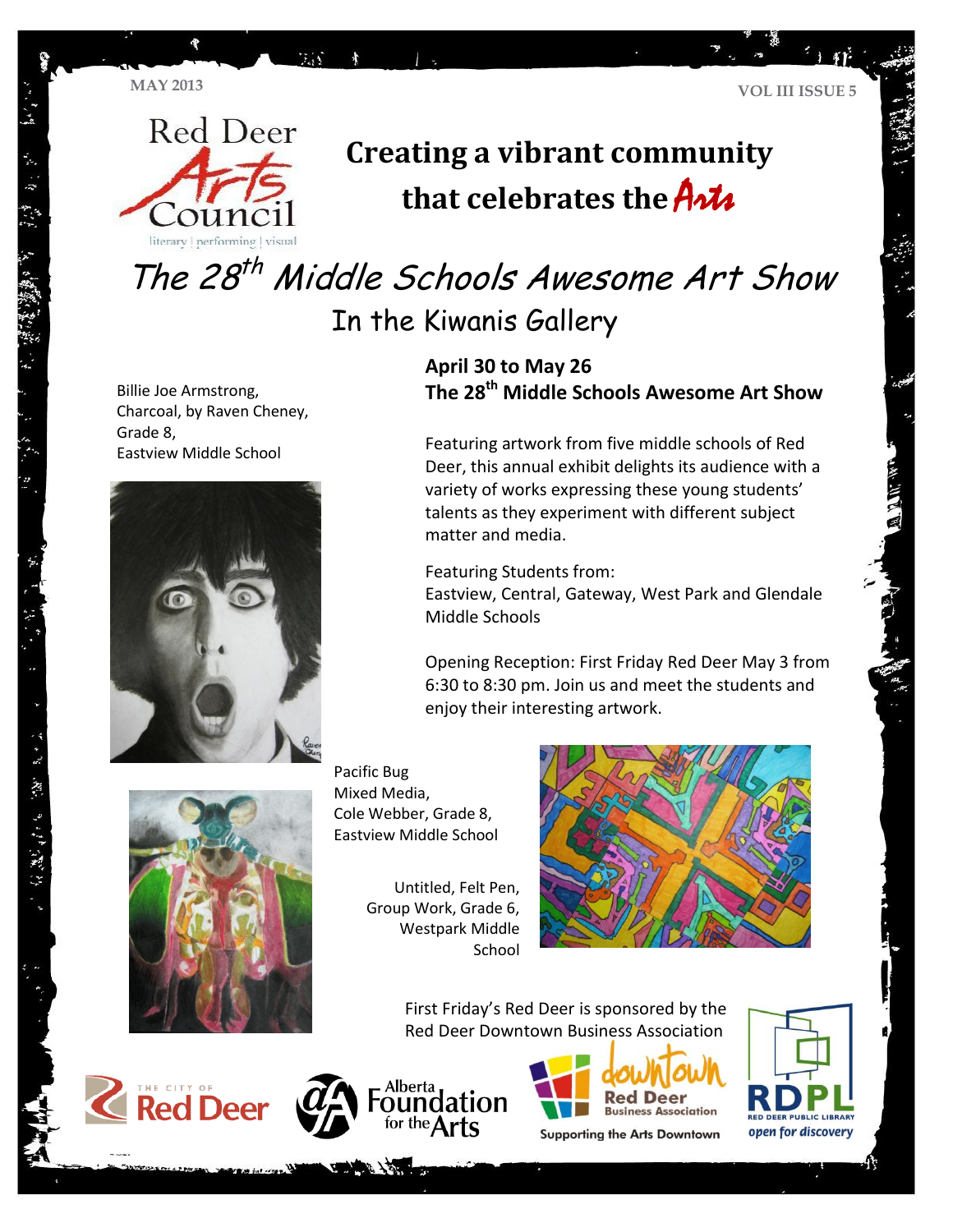MAY 2013

VOL III ISSUE 5

Red Deer Arts Council

literary | performing | visual

# Creating a vibrant community that celebrates the Arts

# The 28th Middle Schools Awesome Art Show

## In the Kiwanis Gallery

**April 30 to May 26**
**The 28th Middle Schools Awesome Art Show**

Featuring artwork from five middle schools of Red Deer, this annual exhibit delights its audience with a variety of works expressing these young students' talents as they experiment with different subject matter and media.

Featuring Students from:
Eastview, Central, Gateway, West Park and Glendale Middle Schools

Opening Reception: First Friday Red Deer May 3 from 6:30 to 8:30 pm. Join us and meet the students and enjoy their interesting artwork.

Billie Joe Armstrong, Charcoal, by Raven Cheney, Grade 8, Eastview Middle School

Pacific Bug Mixed Media, Cole Webber, Grade 8, Eastview Middle School

Untitled, Felt Pen, Group Work, Grade 6, Westpark Middle School

First Friday's Red Deer is sponsored by the Red Deer Downtown Business Association

The City of Red Deer

Alberta Foundation for the Arts

downtown Red Deer Business Association — Supporting the Arts Downtown

RDPL Red Deer Public Library — open for discovery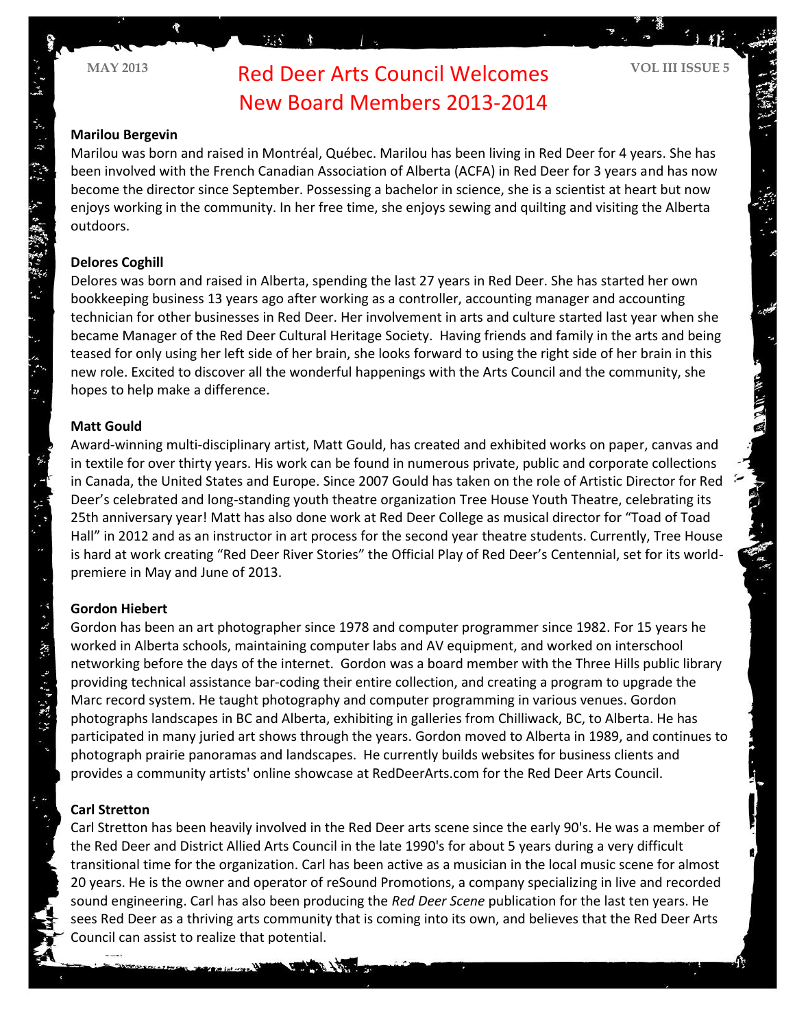# Red Deer Arts Council Welcomes New Board Members 2013-2014

**Marilou Bergevin**

Marilou was born and raised in Montréal, Québec. Marilou has been living in Red Deer for 4 years. She has been involved with the French Canadian Association of Alberta (ACFA) in Red Deer for 3 years and has now become the director since September. Possessing a bachelor in science, she is a scientist at heart but now enjoys working in the community. In her free time, she enjoys sewing and quilting and visiting the Alberta outdoors.

**Delores Coghill**

Delores was born and raised in Alberta, spending the last 27 years in Red Deer. She has started her own bookkeeping business 13 years ago after working as a controller, accounting manager and accounting technician for other businesses in Red Deer. Her involvement in arts and culture started last year when she became Manager of the Red Deer Cultural Heritage Society. Having friends and family in the arts and being teased for only using her left side of her brain, she looks forward to using the right side of her brain in this new role. Excited to discover all the wonderful happenings with the Arts Council and the community, she hopes to help make a difference.

**Matt Gould**

Award-winning multi-disciplinary artist, Matt Gould, has created and exhibited works on paper, canvas and in textile for over thirty years. His work can be found in numerous private, public and corporate collections in Canada, the United States and Europe. Since 2007 Gould has taken on the role of Artistic Director for Red Deer's celebrated and long-standing youth theatre organization Tree House Youth Theatre, celebrating its 25th anniversary year! Matt has also done work at Red Deer College as musical director for "Toad of Toad Hall" in 2012 and as an instructor in art process for the second year theatre students. Currently, Tree House is hard at work creating "Red Deer River Stories" the Official Play of Red Deer's Centennial, set for its world-premiere in May and June of 2013.

**Gordon Hiebert**

Gordon has been an art photographer since 1978 and computer programmer since 1982. For 15 years he worked in Alberta schools, maintaining computer labs and AV equipment, and worked on interschool networking before the days of the internet. Gordon was a board member with the Three Hills public library providing technical assistance bar-coding their entire collection, and creating a program to upgrade the Marc record system. He taught photography and computer programming in various venues. Gordon photographs landscapes in BC and Alberta, exhibiting in galleries from Chilliwack, BC, to Alberta. He has participated in many juried art shows through the years. Gordon moved to Alberta in 1989, and continues to photograph prairie panoramas and landscapes. He currently builds websites for business clients and provides a community artists' online showcase at RedDeerArts.com for the Red Deer Arts Council.

**Carl Stretton**

Carl Stretton has been heavily involved in the Red Deer arts scene since the early 90's. He was a member of the Red Deer and District Allied Arts Council in the late 1990's for about 5 years during a very difficult transitional time for the organization. Carl has been active as a musician in the local music scene for almost 20 years. He is the owner and operator of reSound Promotions, a company specializing in live and recorded sound engineering. Carl has also been producing the *Red Deer Scene* publication for the last ten years. He sees Red Deer as a thriving arts community that is coming into its own, and believes that the Red Deer Arts Council can assist to realize that potential.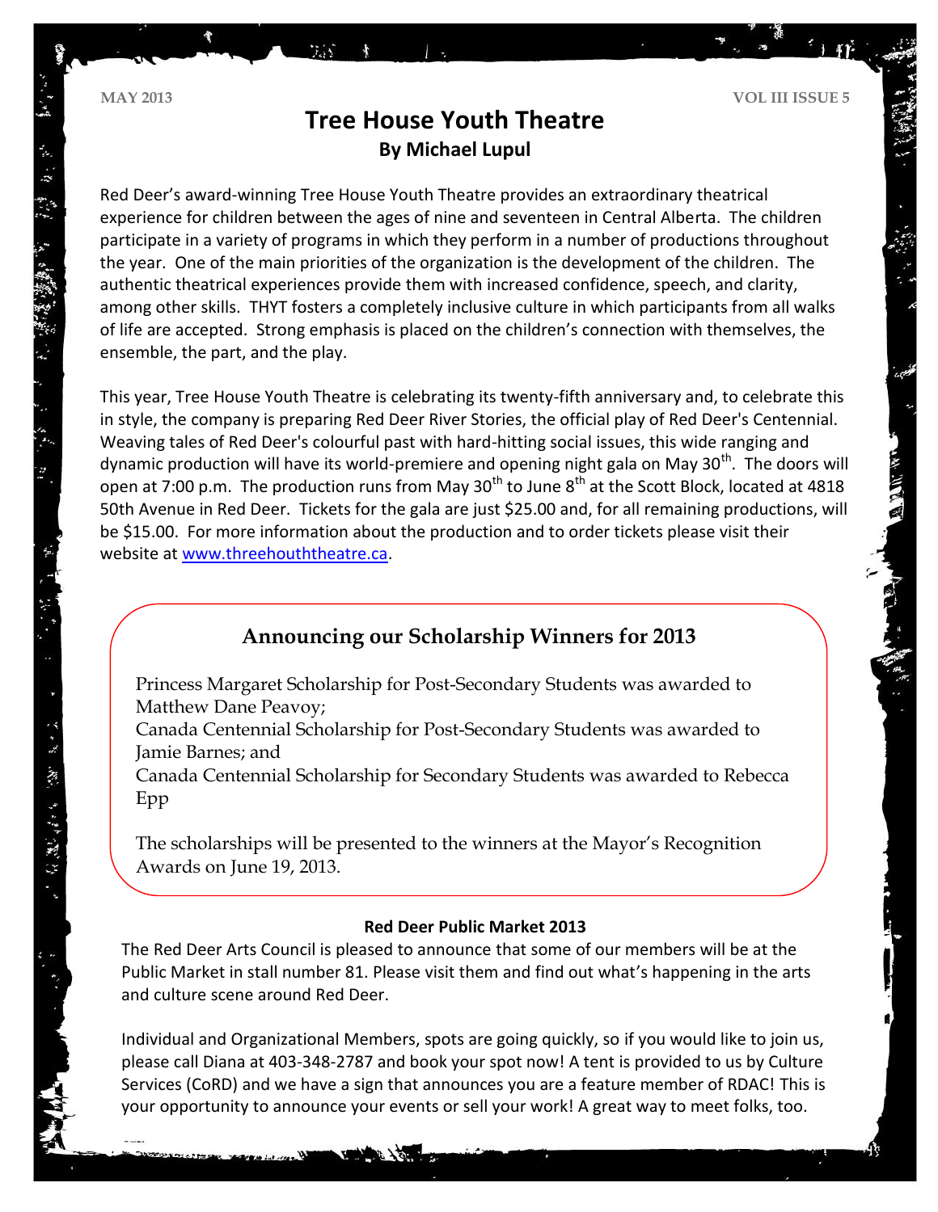# Tree House Youth Theatre

**By Michael Lupul**

Red Deer's award-winning Tree House Youth Theatre provides an extraordinary theatrical experience for children between the ages of nine and seventeen in Central Alberta. The children participate in a variety of programs in which they perform in a number of productions throughout the year. One of the main priorities of the organization is the development of the children. The authentic theatrical experiences provide them with increased confidence, speech, and clarity, among other skills. THYT fosters a completely inclusive culture in which participants from all walks of life are accepted. Strong emphasis is placed on the children's connection with themselves, the ensemble, the part, and the play.

This year, Tree House Youth Theatre is celebrating its twenty-fifth anniversary and, to celebrate this in style, the company is preparing Red Deer River Stories, the official play of Red Deer's Centennial. Weaving tales of Red Deer's colourful past with hard-hitting social issues, this wide ranging and dynamic production will have its world-premiere and opening night gala on May 30th. The doors will open at 7:00 p.m. The production runs from May 30th to June 8th at the Scott Block, located at 4818 50th Avenue in Red Deer. Tickets for the gala are just $25.00 and, for all remaining productions, will be $15.00. For more information about the production and to order tickets please visit their website at [www.threehouththeatre.ca](www.threehouththeatre.ca).

## Announcing our Scholarship Winners for 2013

Princess Margaret Scholarship for Post-Secondary Students was awarded to Matthew Dane Peavoy;
Canada Centennial Scholarship for Post-Secondary Students was awarded to Jamie Barnes; and
Canada Centennial Scholarship for Secondary Students was awarded to Rebecca Epp

The scholarships will be presented to the winners at the Mayor's Recognition Awards on June 19, 2013.

### Red Deer Public Market 2013

The Red Deer Arts Council is pleased to announce that some of our members will be at the Public Market in stall number 81. Please visit them and find out what's happening in the arts and culture scene around Red Deer.

Individual and Organizational Members, spots are going quickly, so if you would like to join us, please call Diana at 403-348-2787 and book your spot now! A tent is provided to us by Culture Services (CoRD) and we have a sign that announces you are a feature member of RDAC! This is your opportunity to announce your events or sell your work! A great way to meet folks, too.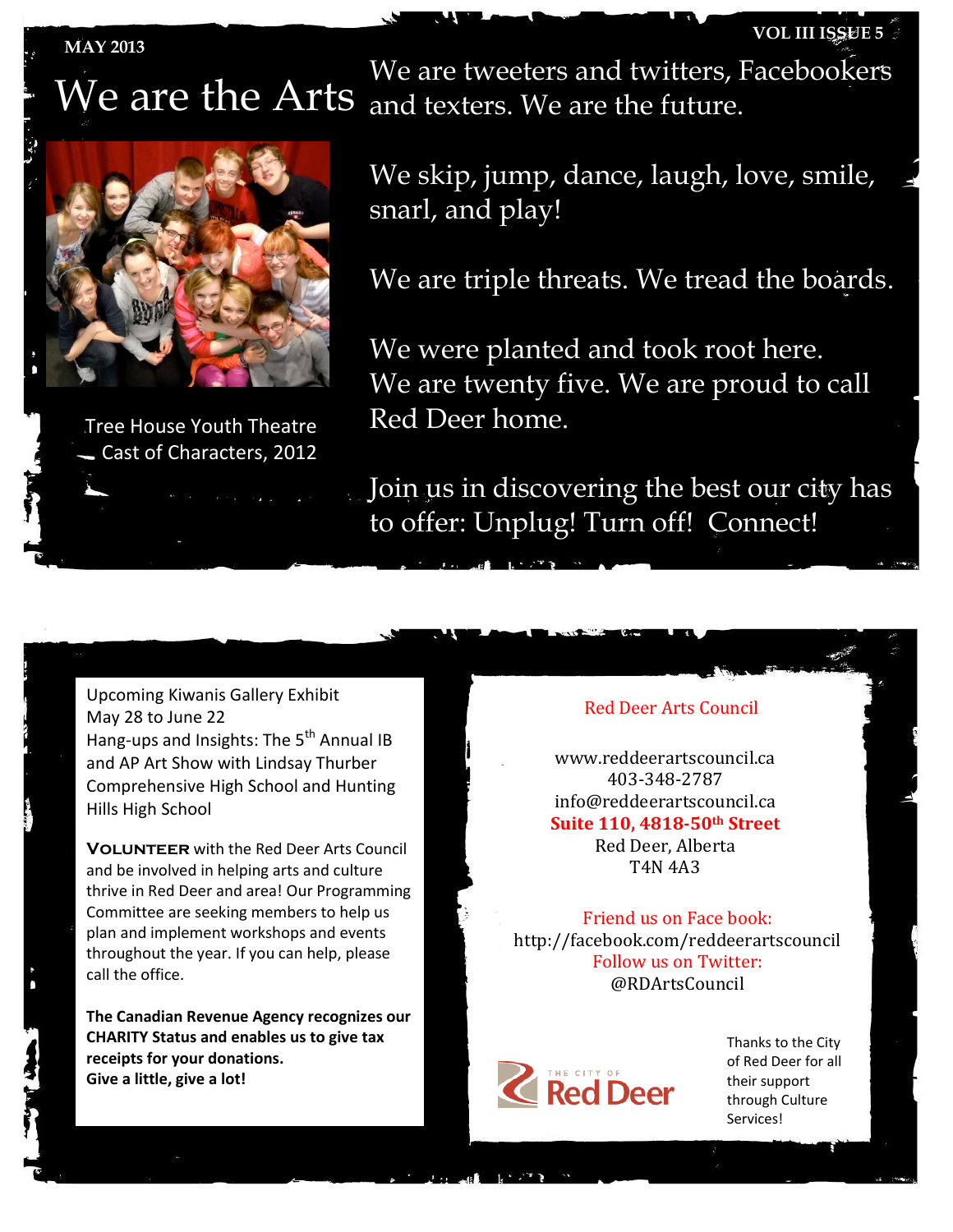MAY 2013

# We are the Arts

Tree House Youth Theatre Cast of Characters, 2012

We are tweeters and twitters, Facebookers and texters. We are the future.

We skip, jump, dance, laugh, love, smile, snarl, and play!

We are triple threats. We tread the boards.

We were planted and took root here. We are twenty five. We are proud to call Red Deer home.

Join us in discovering the best our city has to offer: Unplug! Turn off! Connect!

Upcoming Kiwanis Gallery Exhibit
May 28 to June 22
Hang-ups and Insights: The 5th Annual IB and AP Art Show with Lindsay Thurber Comprehensive High School and Hunting Hills High School

**VOLUNTEER** with the Red Deer Arts Council and be involved in helping arts and culture thrive in Red Deer and area! Our Programming Committee are seeking members to help us plan and implement workshops and events throughout the year. If you can help, please call the office.

**The Canadian Revenue Agency recognizes our CHARITY Status and enables us to give tax receipts for your donations.**
**Give a little, give a lot!**

Red Deer Arts Council

www.reddeerartscouncil.ca
403-348-2787
info@reddeerartscouncil.ca
**Suite 110, 4818-50th Street**
Red Deer, Alberta
T4N 4A3

Friend us on Face book:
http://facebook.com/reddeerartscouncil
Follow us on Twitter:
@RDArtsCouncil

THE CITY OF Red Deer

Thanks to the City of Red Deer for all their support through Culture Services!